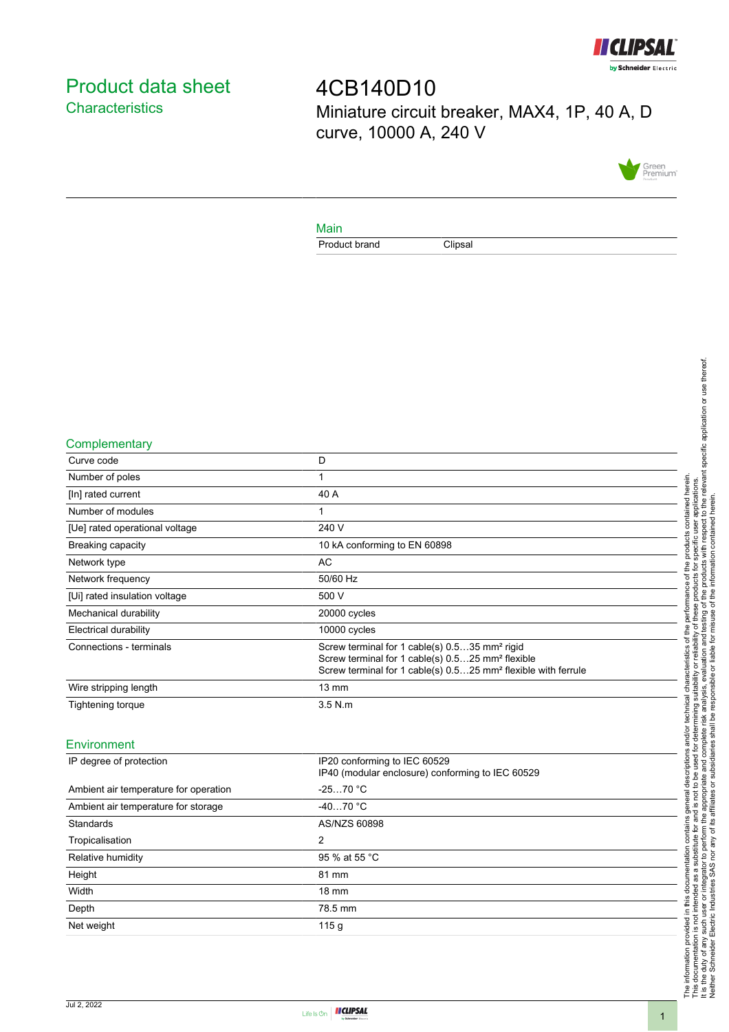# Product data sheet

## Characteristics

# 4CB140D10

Miniature circuit breaker, MAX4, 1P, 40 A, D curve, 10000 A, 240 V

### Main

| | |
|---|---|
| Product brand | Clipsal |

### Complementary

| | |
|---|---|
| Curve code | D |
| Number of poles | 1 |
| [In] rated current | 40 A |
| Number of modules | 1 |
| [Ue] rated operational voltage | 240 V |
| Breaking capacity | 10 kA conforming to EN 60898 |
| Network type | AC |
| Network frequency | 50/60 Hz |
| [Ui] rated insulation voltage | 500 V |
| Mechanical durability | 20000 cycles |
| Electrical durability | 10000 cycles |
| Connections - terminals | Screw terminal for 1 cable(s) 0.5…35 mm² rigid<br>Screw terminal for 1 cable(s) 0.5…25 mm² flexible<br>Screw terminal for 1 cable(s) 0.5…25 mm² flexible with ferrule |
| Wire stripping length | 13 mm |
| Tightening torque | 3.5 N.m |

### Environment

| | |
|---|---|
| IP degree of protection | IP20 conforming to IEC 60529<br>IP40 (modular enclosure) conforming to IEC 60529 |
| Ambient air temperature for operation | -25…70 °C |
| Ambient air temperature for storage | -40…70 °C |
| Standards | AS/NZS 60898 |
| Tropicalisation | 2 |
| Relative humidity | 95 % at 55 °C |
| Height | 81 mm |
| Width | 18 mm |
| Depth | 78.5 mm |
| Net weight | 115 g |

The information provided in this documentation contains general descriptions and/or technical characteristics of the performance of the products contained herein. This documentation is not intended as a substitute for and is not to be used for determining suitability or reliability of these products for specific user applications. It is the duty of any such user or integrator to perform the appropriate and complete risk analysis, evaluation and testing of the products with respect to the relevant specific application or use thereof. Neither Schneider Electric Industries SAS nor any of its affiliates or subsidiaries shall be responsible or liable for misuse of the information contained herein.

Jul 2, 2022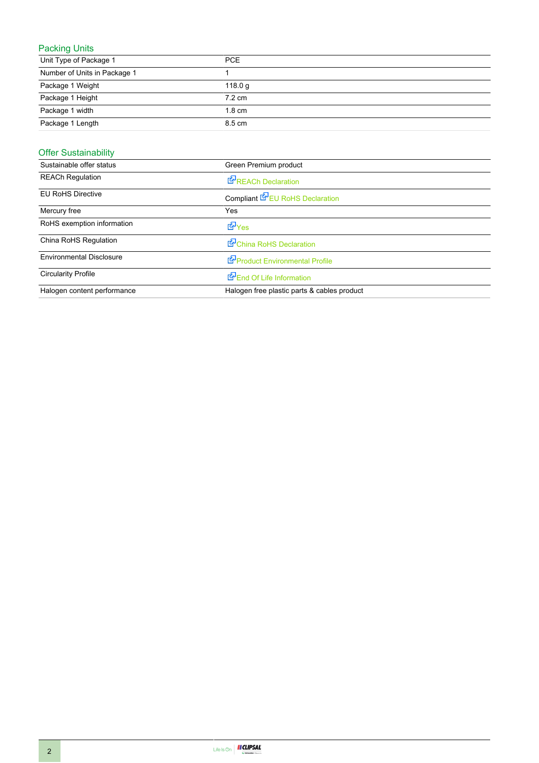## Packing Units

| | |
|---|---|
| Unit Type of Package 1 | PCE |
| Number of Units in Package 1 | 1 |
| Package 1 Weight | 118.0 g |
| Package 1 Height | 7.2 cm |
| Package 1 width | 1.8 cm |
| Package 1 Length | 8.5 cm |

## Offer Sustainability

| | |
|---|---|
| Sustainable offer status | Green Premium product |
| REACh Regulation | REACh Declaration |
| EU RoHS Directive | Compliant EU RoHS Declaration |
| Mercury free | Yes |
| RoHS exemption information | Yes |
| China RoHS Regulation | China RoHS Declaration |
| Environmental Disclosure | Product Environmental Profile |
| Circularity Profile | End Of Life Information |
| Halogen content performance | Halogen free plastic parts & cables product |